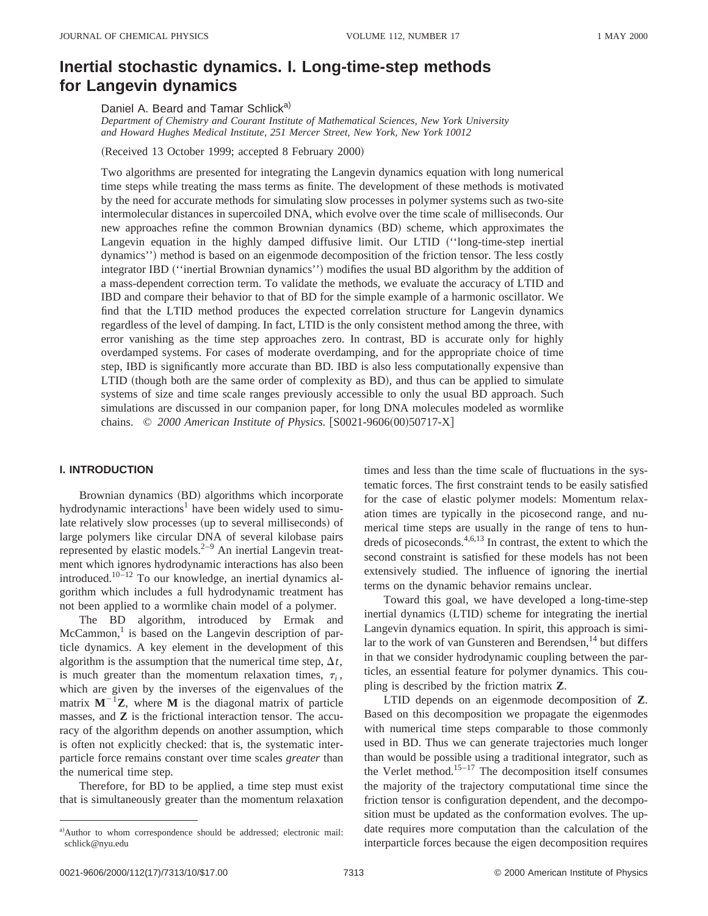# Inertial stochastic dynamics. I. Long-time-step methods for Langevin dynamics

Daniel A. Beard and Tamar Schlick[a)]

*Department of Chemistry and Courant Institute of Mathematical Sciences, New York University and Howard Hughes Medical Institute, 251 Mercer Street, New York, New York 10012*

(Received 13 October 1999; accepted 8 February 2000)

Two algorithms are presented for integrating the Langevin dynamics equation with long numerical time steps while treating the mass terms as finite. The development of these methods is motivated by the need for accurate methods for simulating slow processes in polymer systems such as two-site intermolecular distances in supercoiled DNA, which evolve over the time scale of milliseconds. Our new approaches refine the common Brownian dynamics (BD) scheme, which approximates the Langevin equation in the highly damped diffusive limit. Our LTID (''long-time-step inertial dynamics'') method is based on an eigenmode decomposition of the friction tensor. The less costly integrator IBD (''inertial Brownian dynamics'') modifies the usual BD algorithm by the addition of a mass-dependent correction term. To validate the methods, we evaluate the accuracy of LTID and IBD and compare their behavior to that of BD for the simple example of a harmonic oscillator. We find that the LTID method produces the expected correlation structure for Langevin dynamics regardless of the level of damping. In fact, LTID is the only consistent method among the three, with error vanishing as the time step approaches zero. In contrast, BD is accurate only for highly overdamped systems. For cases of moderate overdamping, and for the appropriate choice of time step, IBD is significantly more accurate than BD. IBD is also less computationally expensive than LTID (though both are the same order of complexity as BD), and thus can be applied to simulate systems of size and time scale ranges previously accessible to only the usual BD approach. Such simulations are discussed in our companion paper, for long DNA molecules modeled as wormlike chains. © *2000 American Institute of Physics.* [S0021-9606(00)50717-X]

## I. INTRODUCTION

Brownian dynamics (BD) algorithms which incorporate hydrodynamic interactions[1] have been widely used to simulate relatively slow processes (up to several milliseconds) of large polymers like circular DNA of several kilobase pairs represented by elastic models.[2–9] An inertial Langevin treatment which ignores hydrodynamic interactions has also been introduced.[10–12] To our knowledge, an inertial dynamics algorithm which includes a full hydrodynamic treatment has not been applied to a wormlike chain model of a polymer.

The BD algorithm, introduced by Ermak and McCammon,[1] is based on the Langevin description of particle dynamics. A key element in the development of this algorithm is the assumption that the numerical time step, $\Delta t$, is much greater than the momentum relaxation times, $\tau_i$, which are given by the inverses of the eigenvalues of the matrix $\mathbf{M}^{-1}\mathbf{Z}$, where $\mathbf{M}$ is the diagonal matrix of particle masses, and $\mathbf{Z}$ is the frictional interaction tensor. The accuracy of the algorithm depends on another assumption, which is often not explicitly checked: that is, the systematic interparticle force remains constant over time scales *greater* than the numerical time step.

Therefore, for BD to be applied, a time step must exist that is simultaneously greater than the momentum relaxation times and less than the time scale of fluctuations in the systematic forces. The first constraint tends to be easily satisfied for the case of elastic polymer models: Momentum relaxation times are typically in the picosecond range, and numerical time steps are usually in the range of tens to hundreds of picoseconds.[4,6,13] In contrast, the extent to which the second constraint is satisfied for these models has not been extensively studied. The influence of ignoring the inertial terms on the dynamic behavior remains unclear.

Toward this goal, we have developed a long-time-step inertial dynamics (LTID) scheme for integrating the inertial Langevin dynamics equation. In spirit, this approach is similar to the work of van Gunsteren and Berendsen,[14] but differs in that we consider hydrodynamic coupling between the particles, an essential feature for polymer dynamics. This coupling is described by the friction matrix $\mathbf{Z}$.

LTID depends on an eigenmode decomposition of $\mathbf{Z}$. Based on this decomposition we propagate the eigenmodes with numerical time steps comparable to those commonly used in BD. Thus we can generate trajectories much longer than would be possible using a traditional integrator, such as the Verlet method.[15–17] The decomposition itself consumes the majority of the trajectory computational time since the friction tensor is configuration dependent, and the decomposition must be updated as the conformation evolves. The update requires more computation than the calculation of the interparticle forces because the eigen decomposition requires

---

[a)]Author to whom correspondence should be addressed; electronic mail: schlick@nyu.edu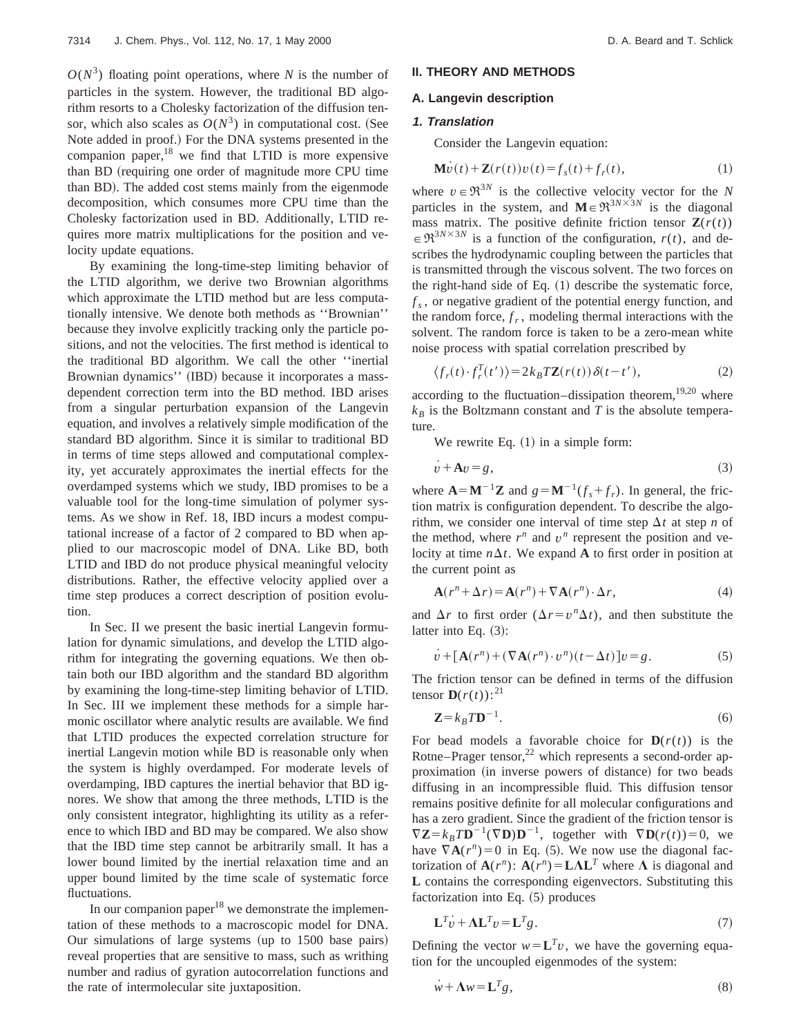$O(N^3)$ floating point operations, where $N$ is the number of particles in the system. However, the traditional BD algorithm resorts to a Cholesky factorization of the diffusion tensor, which also scales as $O(N^3)$ in computational cost. (See Note added in proof.) For the DNA systems presented in the companion paper,[18] we find that LTID is more expensive than BD (requiring one order of magnitude more CPU time than BD). The added cost stems mainly from the eigenmode decomposition, which consumes more CPU time than the Cholesky factorization used in BD. Additionally, LTID requires more matrix multiplications for the position and velocity update equations.

By examining the long-time-step limiting behavior of the LTID algorithm, we derive two Brownian algorithms which approximate the LTID method but are less computationally intensive. We denote both methods as ''Brownian'' because they involve explicitly tracking only the particle positions, and not the velocities. The first method is identical to the traditional BD algorithm. We call the other ''inertial Brownian dynamics'' (IBD) because it incorporates a mass-dependent correction term into the BD method. IBD arises from a singular perturbation expansion of the Langevin equation, and involves a relatively simple modification of the standard BD algorithm. Since it is similar to traditional BD in terms of time steps allowed and computational complexity, yet accurately approximates the inertial effects for the overdamped systems which we study, IBD promises to be a valuable tool for the long-time simulation of polymer systems. As we show in Ref. 18, IBD incurs a modest computational increase of a factor of 2 compared to BD when applied to our macroscopic model of DNA. Like BD, both LTID and IBD do not produce physical meaningful velocity distributions. Rather, the effective velocity applied over a time step produces a correct description of position evolution.

In Sec. II we present the basic inertial Langevin formulation for dynamic simulations, and develop the LTID algorithm for integrating the governing equations. We then obtain both our IBD algorithm and the standard BD algorithm by examining the long-time-step limiting behavior of LTID. In Sec. III we implement these methods for a simple harmonic oscillator where analytic results are available. We find that LTID produces the expected correlation structure for inertial Langevin motion while BD is reasonable only when the system is highly overdamped. For moderate levels of overdamping, IBD captures the inertial behavior that BD ignores. We show that among the three methods, LTID is the only consistent integrator, highlighting its utility as a reference to which IBD and BD may be compared. We also show that the IBD time step cannot be arbitrarily small. It has a lower bound limited by the inertial relaxation time and an upper bound limited by the time scale of systematic force fluctuations.

In our companion paper[18] we demonstrate the implementation of these methods to a macroscopic model for DNA. Our simulations of large systems (up to 1500 base pairs) reveal properties that are sensitive to mass, such as writhing number and radius of gyration autocorrelation functions and the rate of intermolecular site juxtaposition.

## II. THEORY AND METHODS

### A. Langevin description

#### 1. Translation

Consider the Langevin equation:

$$\mathbf{M}\dot{v}(t)+\mathbf{Z}(r(t))v(t)=f_s(t)+f_r(t), \tag{1}$$

where $v\in\Re^{3N}$ is the collective velocity vector for the $N$ particles in the system, and $\mathbf{M}\in\Re^{3N\times 3N}$ is the diagonal mass matrix. The positive definite friction tensor $\mathbf{Z}(r(t))\in\Re^{3N\times 3N}$ is a function of the configuration, $r(t)$, and describes the hydrodynamic coupling between the particles that is transmitted through the viscous solvent. The two forces on the right-hand side of Eq. (1) describe the systematic force, $f_s$, or negative gradient of the potential energy function, and the random force, $f_r$, modeling thermal interactions with the solvent. The random force is taken to be a zero-mean white noise process with spatial correlation prescribed by

$$\langle f_r(t)\cdot f_r^T(t')\rangle=2k_BT\mathbf{Z}(r(t))\delta(t-t'), \tag{2}$$

according to the fluctuation–dissipation theorem,[19,20] where $k_B$ is the Boltzmann constant and $T$ is the absolute temperature.

We rewrite Eq. (1) in a simple form:

$$\dot{v}+\mathbf{A}v=g, \tag{3}$$

where $\mathbf{A}=\mathbf{M}^{-1}\mathbf{Z}$ and $g=\mathbf{M}^{-1}(f_s+f_r)$. In general, the friction matrix is configuration dependent. To describe the algorithm, we consider one interval of time step $\Delta t$ at step $n$ of the method, where $r^n$ and $v^n$ represent the position and velocity at time $n\Delta t$. We expand $\mathbf{A}$ to first order in position at the current point as

$$\mathbf{A}(r^n+\Delta r)=\mathbf{A}(r^n)+\nabla\mathbf{A}(r^n)\cdot\Delta r, \tag{4}$$

and $\Delta r$ to first order ($\Delta r=v^n\Delta t$), and then substitute the latter into Eq. (3):

$$\dot{v}+[\mathbf{A}(r^n)+(\nabla\mathbf{A}(r^n)\cdot v^n)(t-\Delta t)]v=g. \tag{5}$$

The friction tensor can be defined in terms of the diffusion tensor $\mathbf{D}(r(t))$:[21]

$$\mathbf{Z}=k_BT\mathbf{D}^{-1}. \tag{6}$$

For bead models a favorable choice for $\mathbf{D}(r(t))$ is the Rotne–Prager tensor,[22] which represents a second-order approximation (in inverse powers of distance) for two beads diffusing in an incompressible fluid. This diffusion tensor remains positive definite for all molecular configurations and has a zero gradient. Since the gradient of the friction tensor is $\nabla\mathbf{Z}=k_BT\mathbf{D}^{-1}(\nabla\mathbf{D})\mathbf{D}^{-1}$, together with $\nabla\mathbf{D}(r(t))=0$, we have $\nabla\mathbf{A}(r^n)=0$ in Eq. (5). We now use the diagonal factorization of $\mathbf{A}(r^n)$: $\mathbf{A}(r^n)=\mathbf{L}\boldsymbol{\Lambda}\mathbf{L}^T$ where $\boldsymbol{\Lambda}$ is diagonal and $\mathbf{L}$ contains the corresponding eigenvectors. Substituting this factorization into Eq. (5) produces

$$\mathbf{L}^T\dot{v}+\boldsymbol{\Lambda}\mathbf{L}^Tv=\mathbf{L}^Tg. \tag{7}$$

Defining the vector $w=\mathbf{L}^Tv$, we have the governing equation for the uncoupled eigenmodes of the system:

$$\dot{w}+\boldsymbol{\Lambda}w=\mathbf{L}^Tg, \tag{8}$$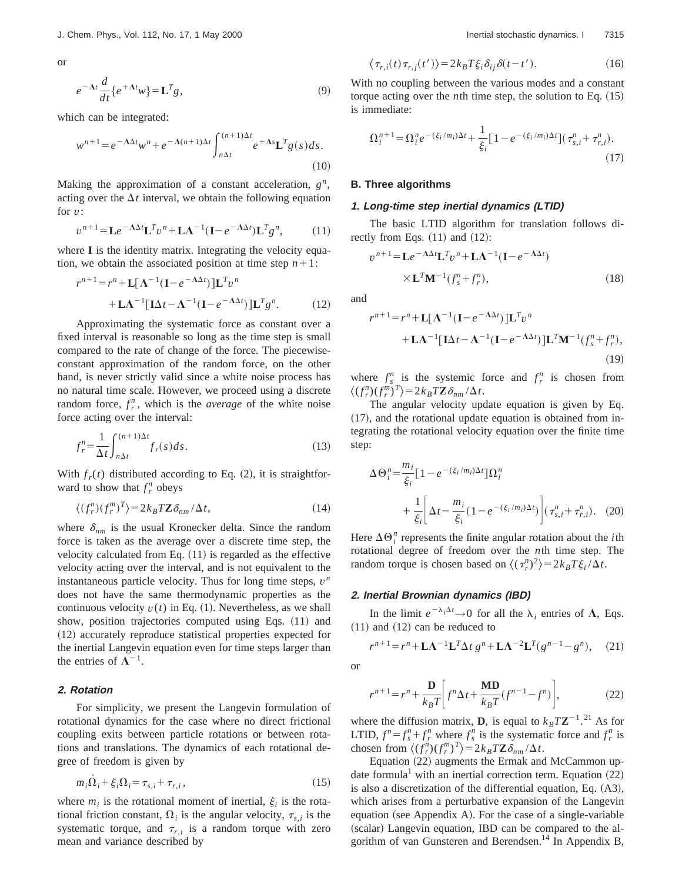or

$$e^{-\Lambda t}\frac{d}{dt}\{e^{+\Lambda t}w\}=\mathbf{L}^T g, \tag{9}$$

which can be integrated:

$$w^{n+1}=e^{-\Lambda\Delta t}w^n+e^{-\Lambda(n+1)\Delta t}\int_{n\Delta t}^{(n+1)\Delta t}e^{+\Lambda s}\mathbf{L}^T g(s)ds. \tag{10}$$

Making the approximation of a constant acceleration, $g^n$, acting over the $\Delta t$ interval, we obtain the following equation for $v$:

$$v^{n+1}=\mathbf{L}e^{-\Lambda\Delta t}\mathbf{L}^T v^n+\mathbf{L}\Lambda^{-1}(\mathbf{I}-e^{-\Lambda\Delta t})\mathbf{L}^T g^n, \tag{11}$$

where $\mathbf{I}$ is the identity matrix. Integrating the velocity equation, we obtain the associated position at time step $n+1$:

$$r^{n+1}=r^n+\mathbf{L}[\Lambda^{-1}(\mathbf{I}-e^{-\Lambda\Delta t})]\mathbf{L}^T v^n+\mathbf{L}\Lambda^{-1}[\mathbf{I}\Delta t-\Lambda^{-1}(\mathbf{I}-e^{-\Lambda\Delta t})]\mathbf{L}^T g^n. \tag{12}$$

Approximating the systematic force as constant over a fixed interval is reasonable so long as the time step is small compared to the rate of change of the force. The piecewise-constant approximation of the random force, on the other hand, is never strictly valid since a white noise process has no natural time scale. However, we proceed using a discrete random force, $f_r^n$, which is the *average* of the white noise force acting over the interval:

$$f_r^n=\frac{1}{\Delta t}\int_{n\Delta t}^{(n+1)\Delta t}f_r(s)ds. \tag{13}$$

With $f_r(t)$ distributed according to Eq. (2), it is straightforward to show that $f_r^n$ obeys

$$\langle (f_r^n)(f_r^m)^T\rangle=2k_BT\mathbf{Z}\delta_{nm}/\Delta t, \tag{14}$$

where $\delta_{nm}$ is the usual Kronecker delta. Since the random force is taken as the average over a discrete time step, the velocity calculated from Eq. (11) is regarded as the effective velocity acting over the interval, and is not equivalent to the instantaneous particle velocity. Thus for long time steps, $v^n$ does not have the same thermodynamic properties as the continuous velocity $v(t)$ in Eq. (1). Nevertheless, as we shall show, position trajectories computed using Eqs. (11) and (12) accurately reproduce statistical properties expected for the inertial Langevin equation even for time steps larger than the entries of $\Lambda^{-1}$.

#### 2. Rotation

For simplicity, we present the Langevin formulation of rotational dynamics for the case where no direct frictional coupling exits between particle rotations or between rotations and translations. The dynamics of each rotational degree of freedom is given by

$$m_i\dot{\Omega}_i+\xi_i\Omega_i=\tau_{s,i}+\tau_{r,i}, \tag{15}$$

where $m_i$ is the rotational moment of inertial, $\xi_i$ is the rotational friction constant, $\Omega_i$ is the angular velocity, $\tau_{s,i}$ is the systematic torque, and $\tau_{r,i}$ is a random torque with zero mean and variance described by

$$\langle \tau_{r,i}(t)\tau_{r,j}(t')\rangle=2k_BT\xi_i\delta_{ij}\delta(t-t'). \tag{16}$$

With no coupling between the various modes and a constant torque acting over the $n$th time step, the solution to Eq. (15) is immediate:

$$\Omega_i^{n+1}=\Omega_i^n e^{-(\xi_i/m_i)\Delta t}+\frac{1}{\xi_i}[1-e^{-(\xi_i/m_i)\Delta t}](\tau_{s,i}^n+\tau_{r,i}^n). \tag{17}$$

## B. Three algorithms

### 1. Long-time step inertial dynamics (LTID)

The basic LTID algorithm for translation follows directly from Eqs. (11) and (12):

$$v^{n+1}=\mathbf{L}e^{-\Lambda\Delta t}\mathbf{L}^T v^n+\mathbf{L}\Lambda^{-1}(\mathbf{I}-e^{-\Lambda\Delta t})\times\mathbf{L}^T\mathbf{M}^{-1}(f_s^n+f_r^n), \tag{18}$$

and

$$r^{n+1}=r^n+\mathbf{L}[\Lambda^{-1}(\mathbf{I}-e^{-\Lambda\Delta t})]\mathbf{L}^T v^n+\mathbf{L}\Lambda^{-1}[\mathbf{I}\Delta t-\Lambda^{-1}(\mathbf{I}-e^{-\Lambda\Delta t})]\mathbf{L}^T\mathbf{M}^{-1}(f_s^n+f_r^n), \tag{19}$$

where $f_s^n$ is the systemic force and $f_r^n$ is chosen from $\langle (f_r^n)(f_r^m)^T\rangle=2k_BT\mathbf{Z}\delta_{nm}/\Delta t$.

The angular velocity update equation is given by Eq. (17), and the rotational update equation is obtained from integrating the rotational velocity equation over the finite time step:

$$\Delta\Theta_i^n=\frac{m_i}{\xi_i}[1-e^{-(\xi_i/m_i)\Delta t}]\Omega_i^n+\frac{1}{\xi_i}\left[\Delta t-\frac{m_i}{\xi_i}(1-e^{-(\xi_i/m_i)\Delta t})\right](\tau_{s,i}^n+\tau_{r,i}^n). \tag{20}$$

Here $\Delta\Theta_i^n$ represents the finite angular rotation about the $i$th rotational degree of freedom over the $n$th time step. The random torque is chosen based on $\langle(\tau_r^n)^2\rangle=2k_BT\xi_i/\Delta t$.

### 2. Inertial Brownian dynamics (IBD)

In the limit $e^{-\lambda_i\Delta t}\to 0$ for all the $\lambda_i$ entries of $\Lambda$, Eqs. (11) and (12) can be reduced to

$$r^{n+1}=r^n+\mathbf{L}\Lambda^{-1}\mathbf{L}^T\Delta t\, g^n+\mathbf{L}\Lambda^{-2}\mathbf{L}^T(g^{n-1}-g^n), \tag{21}$$

or

$$r^{n+1}=r^n+\frac{\mathbf{D}}{k_BT}\left[f^n\Delta t+\frac{\mathbf{MD}}{k_BT}(f^{n-1}-f^n)\right], \tag{22}$$

where the diffusion matrix, $\mathbf{D}$, is equal to $k_BT\mathbf{Z}^{-1}$.[21] As for LTID, $f^n=f_s^n+f_r^n$ where $f_s^n$ is the systematic force and $f_r^n$ is chosen from $\langle (f_r^n)(f_r^m)^T\rangle=2k_BT\mathbf{Z}\delta_{nm}/\Delta t$.

Equation (22) augments the Ermak and McCammon update formula[1] with an inertial correction term. Equation (22) is also a discretization of the differential equation, Eq. (A3), which arises from a perturbative expansion of the Langevin equation (see Appendix A). For the case of a single-variable (scalar) Langevin equation, IBD can be compared to the algorithm of van Gunsteren and Berendsen.[14] In Appendix B,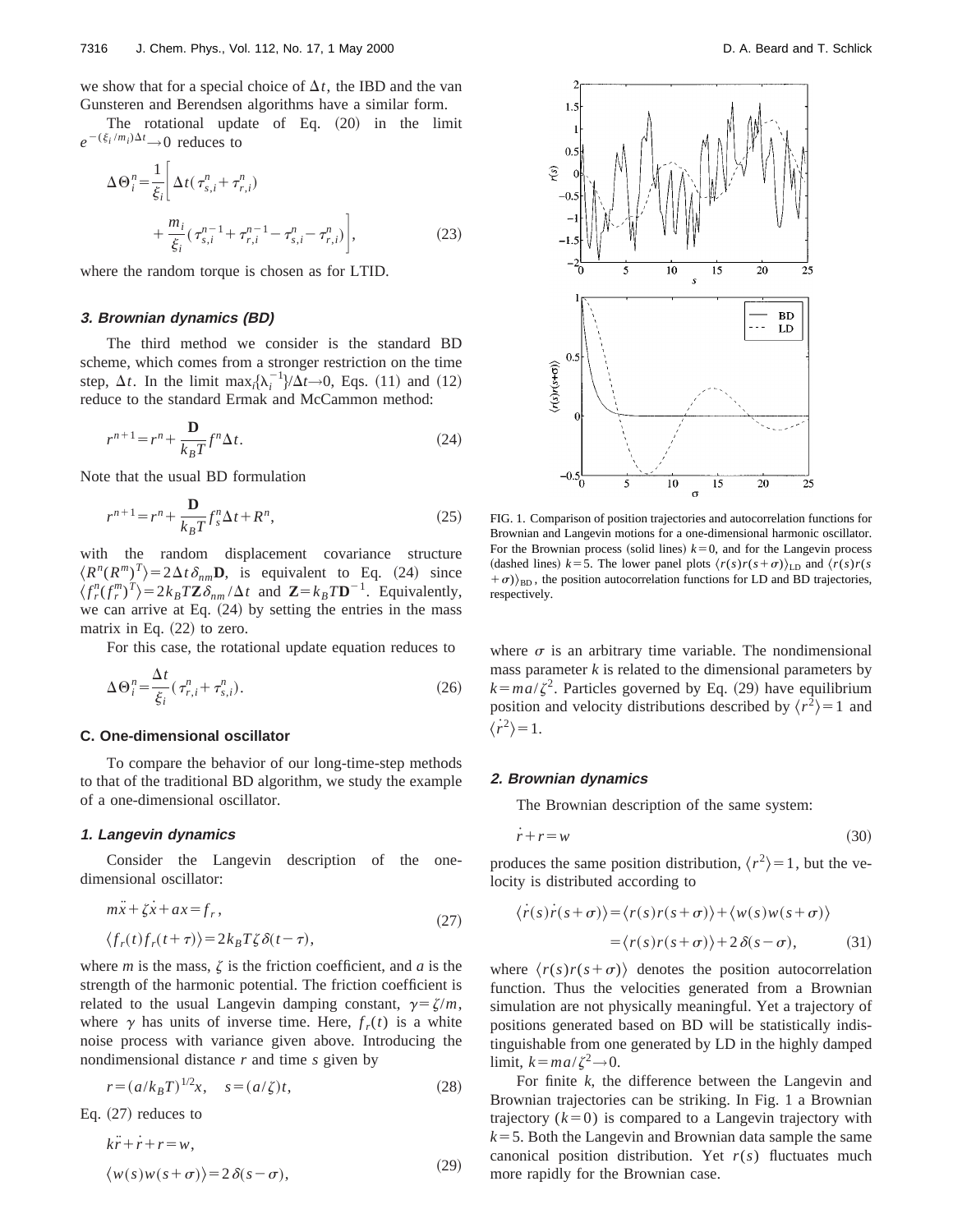we show that for a special choice of $\Delta t$, the IBD and the van Gunsteren and Berendsen algorithms have a similar form.

The rotational update of Eq. (20) in the limit $e^{-(\xi_i/m_i)\Delta t} \to 0$ reduces to

$$\Delta \Theta_i^n = \frac{1}{\xi_i}\left[ \Delta t(\tau_{s,i}^n + \tau_{r,i}^n) + \frac{m_i}{\xi_i}(\tau_{s,i}^{n-1} + \tau_{r,i}^{n-1} - \tau_{s,i}^n - \tau_{r,i}^n) \right], \tag{23}$$

where the random torque is chosen as for LTID.

### 3. Brownian dynamics (BD)

The third method we consider is the standard BD scheme, which comes from a stronger restriction on the time step, $\Delta t$. In the limit $\max_i\{\lambda_i^{-1}\}/\Delta t \to 0$, Eqs. (11) and (12) reduce to the standard Ermak and McCammon method:

$$r^{n+1} = r^n + \frac{\mathbf{D}}{k_B T} f^n \Delta t. \tag{24}$$

Note that the usual BD formulation

$$r^{n+1} = r^n + \frac{\mathbf{D}}{k_B T} f_s^n \Delta t + R^n, \tag{25}$$

with the random displacement covariance structure $\langle R^n (R^m)^T \rangle = 2\Delta t \delta_{nm} \mathbf{D}$, is equivalent to Eq. (24) since $\langle f_r^n (f_r^m)^T \rangle = 2 k_B T \mathbf{Z} \delta_{nm}/\Delta t$ and $\mathbf{Z} = k_B T \mathbf{D}^{-1}$. Equivalently, we can arrive at Eq. (24) by setting the entries in the mass matrix in Eq. (22) to zero.

For this case, the rotational update equation reduces to

$$\Delta \Theta_i^n = \frac{\Delta t}{\xi_i}(\tau_{r,i}^n + \tau_{s,i}^n). \tag{26}$$

## C. One-dimensional oscillator

To compare the behavior of our long-time-step methods to that of the traditional BD algorithm, we study the example of a one-dimensional oscillator.

### 1. Langevin dynamics

Consider the Langevin description of the one-dimensional oscillator:

$$m\ddot{x} + \zeta \dot{x} + a x = f_r, \qquad \langle f_r(t) f_r(t+\tau) \rangle = 2 k_B T \zeta \delta(t-\tau), \tag{27}$$

where $m$ is the mass, $\zeta$ is the friction coefficient, and $a$ is the strength of the harmonic potential. The friction coefficient is related to the usual Langevin damping constant, $\gamma = \zeta/m$, where $\gamma$ has units of inverse time. Here, $f_r(t)$ is a white noise process with variance given above. Introducing the nondimensional distance $r$ and time $s$ given by

$$r = (a/k_B T)^{1/2} x, \quad s = (a/\zeta) t, \tag{28}$$

Eq. (27) reduces to

$$k\ddot{r} + \dot{r} + r = w, \qquad \langle w(s) w(s+\sigma) \rangle = 2\delta(s-\sigma), \tag{29}$$

FIG. 1. Comparison of position trajectories and autocorrelation functions for Brownian and Langevin motions for a one-dimensional harmonic oscillator. For the Brownian process (solid lines) $k=0$, and for the Langevin process (dashed lines) $k=5$. The lower panel plots $\langle r(s) r(s+\sigma) \rangle_{\mathrm{LD}}$ and $\langle r(s) r(s+\sigma) \rangle_{\mathrm{BD}}$, the position autocorrelation functions for LD and BD trajectories, respectively.

where $\sigma$ is an arbitrary time variable. The nondimensional mass parameter $k$ is related to the dimensional parameters by $k = ma/\zeta^2$. Particles governed by Eq. (29) have equilibrium position and velocity distributions described by $\langle r^2 \rangle = 1$ and $\langle \dot{r}^2 \rangle = 1$.

### 2. Brownian dynamics

The Brownian description of the same system:

$$\dot{r} + r = w \tag{30}$$

produces the same position distribution, $\langle r^2 \rangle = 1$, but the velocity is distributed according to

$$\langle \dot{r}(s) \dot{r}(s+\sigma) \rangle = \langle r(s) r(s+\sigma) \rangle + \langle w(s) w(s+\sigma) \rangle = \langle r(s) r(s+\sigma) \rangle + 2\delta(s-\sigma), \tag{31}$$

where $\langle r(s) r(s+\sigma) \rangle$ denotes the position autocorrelation function. Thus the velocities generated from a Brownian simulation are not physically meaningful. Yet a trajectory of positions generated based on BD will be statistically indistinguishable from one generated by LD in the highly damped limit, $k = ma/\zeta^2 \to 0$.

For finite $k$, the difference between the Langevin and Brownian trajectories can be striking. In Fig. 1 a Brownian trajectory ($k=0$) is compared to a Langevin trajectory with $k=5$. Both the Langevin and Brownian data sample the same canonical position distribution. Yet $r(s)$ fluctuates much more rapidly for the Brownian case.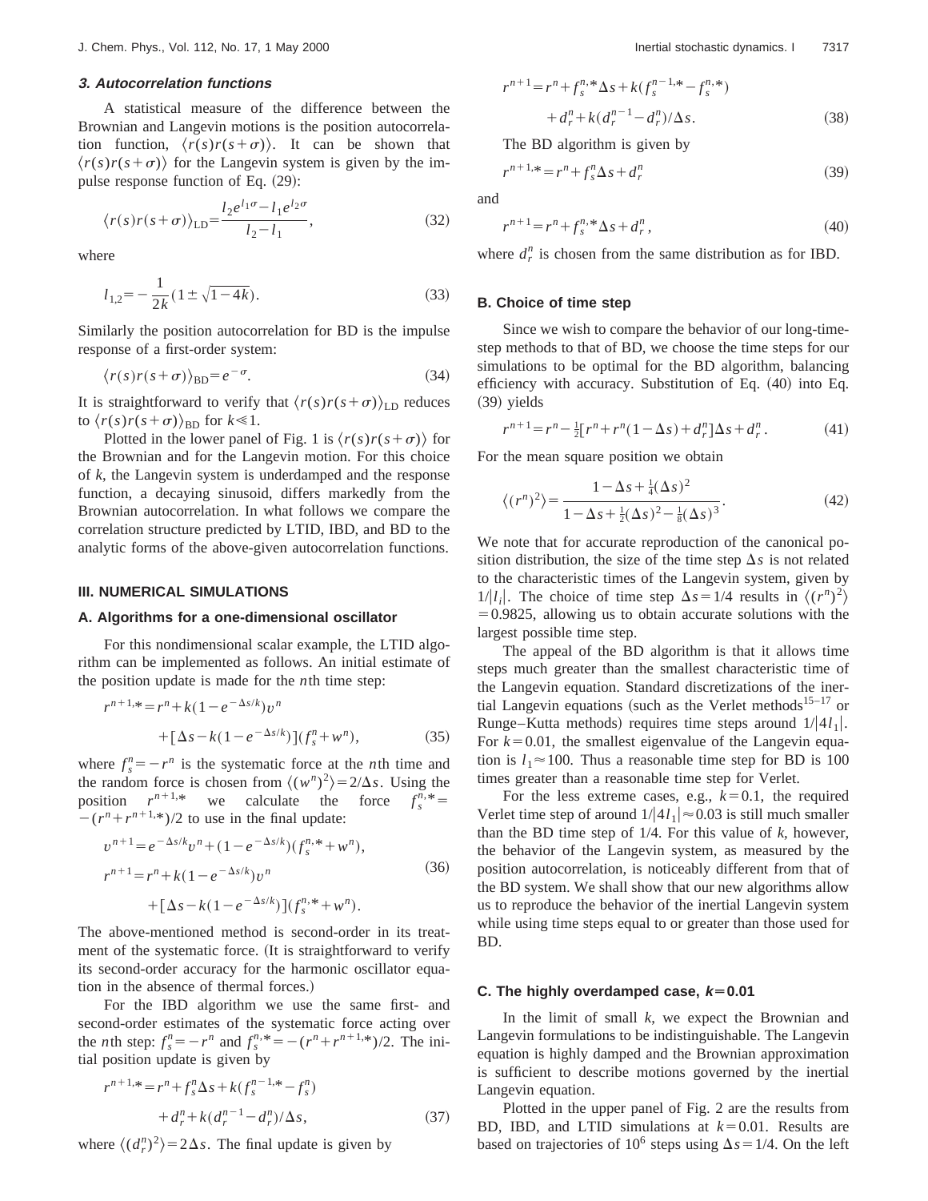### 3. Autocorrelation functions

A statistical measure of the difference between the Brownian and Langevin motions is the position autocorrelation function, $\langle r(s)r(s+\sigma)\rangle$. It can be shown that $\langle r(s)r(s+\sigma)\rangle$ for the Langevin system is given by the impulse response function of Eq. (29):

$$\langle r(s)r(s+\sigma)\rangle_{\mathrm{LD}}=\frac{l_2 e^{l_1\sigma}-l_1 e^{l_2\sigma}}{l_2-l_1}, \tag{32}$$

where

$$l_{1,2}=-\frac{1}{2k}(1\pm\sqrt{1-4k}). \tag{33}$$

Similarly the position autocorrelation for BD is the impulse response of a first-order system:

$$\langle r(s)r(s+\sigma)\rangle_{\mathrm{BD}}=e^{-\sigma}. \tag{34}$$

It is straightforward to verify that $\langle r(s)r(s+\sigma)\rangle_{\mathrm{LD}}$ reduces to $\langle r(s)r(s+\sigma)\rangle_{\mathrm{BD}}$ for $k\ll 1$.

Plotted in the lower panel of Fig. 1 is $\langle r(s)r(s+\sigma)\rangle$ for the Brownian and for the Langevin motion. For this choice of $k$, the Langevin system is underdamped and the response function, a decaying sinusoid, differs markedly from the Brownian autocorrelation. In what follows we compare the correlation structure predicted by LTID, IBD, and BD to the analytic forms of the above-given autocorrelation functions.

## III. NUMERICAL SIMULATIONS

### A. Algorithms for a one-dimensional oscillator

For this nondimensional scalar example, the LTID algorithm can be implemented as follows. An initial estimate of the position update is made for the $n$th time step:

$$r^{n+1,*}=r^n+k(1-e^{-\Delta s/k})v^n+[\Delta s-k(1-e^{-\Delta s/k})](f_s^n+w^n), \tag{35}$$

where $f_s^n=-r^n$ is the systematic force at the $n$th time and the random force is chosen from $\langle (w^n)^2\rangle=2/\Delta s$. Using the position $r^{n+1,*}$ we calculate the force $f_s^{n,*}=-(r^n+r^{n+1,*})/2$ to use in the final update:

$$\begin{aligned} v^{n+1}&=e^{-\Delta s/k}v^n+(1-e^{-\Delta s/k})(f_s^{n,*}+w^n),\\ r^{n+1}&=r^n+k(1-e^{-\Delta s/k})v^n\\ &\quad+[\Delta s-k(1-e^{-\Delta s/k})](f_s^{n,*}+w^n). \end{aligned} \tag{36}$$

The above-mentioned method is second-order in its treatment of the systematic force. (It is straightforward to verify its second-order accuracy for the harmonic oscillator equation in the absence of thermal forces.)

For the IBD algorithm we use the same first- and second-order estimates of the systematic force acting over the $n$th step: $f_s^n=-r^n$ and $f_s^{n,*}=-(r^n+r^{n+1,*})/2$. The initial position update is given by

$$r^{n+1,*}=r^n+f_s^n\Delta s+k(f_s^{n-1,*}-f_s^n)+d_r^n+k(d_r^{n-1}-d_r^n)/\Delta s, \tag{37}$$

where $\langle (d_r^n)^2\rangle=2\Delta s$. The final update is given by

$$r^{n+1}=r^n+f_s^{n,*}\Delta s+k(f_s^{n-1,*}-f_s^{n,*})+d_r^n+k(d_r^{n-1}-d_r^n)/\Delta s. \tag{38}$$

The BD algorithm is given by

$$r^{n+1,*}=r^n+f_s^n\Delta s+d_r^n \tag{39}$$

and

$$r^{n+1}=r^n+f_s^{n,*}\Delta s+d_r^n, \tag{40}$$

where $d_r^n$ is chosen from the same distribution as for IBD.

### B. Choice of time step

Since we wish to compare the behavior of our long-time-step methods to that of BD, we choose the time steps for our simulations to be optimal for the BD algorithm, balancing efficiency with accuracy. Substitution of Eq. (40) into Eq. (39) yields

$$r^{n+1}=r^n-\tfrac{1}{2}[r^n+r^n(1-\Delta s)+d_r^n]\Delta s+d_r^n. \tag{41}$$

For the mean square position we obtain

$$\langle (r^n)^2\rangle=\frac{1-\Delta s+\frac{1}{4}(\Delta s)^2}{1-\Delta s+\frac{1}{2}(\Delta s)^2-\frac{1}{8}(\Delta s)^3}. \tag{42}$$

We note that for accurate reproduction of the canonical position distribution, the size of the time step $\Delta s$ is not related to the characteristic times of the Langevin system, given by $1/|l_i|$. The choice of time step $\Delta s=1/4$ results in $\langle (r^n)^2\rangle=0.9825$, allowing us to obtain accurate solutions with the largest possible time step.

The appeal of the BD algorithm is that it allows time steps much greater than the smallest characteristic time of the Langevin equation. Standard discretizations of the inertial Langevin equations (such as the Verlet methods[15–17] or Runge–Kutta methods) requires time steps around $1/|4l_1|$. For $k=0.01$, the smallest eigenvalue of the Langevin equation is $l_1\approx 100$. Thus a reasonable time step for BD is 100 times greater than a reasonable time step for Verlet.

For the less extreme cases, e.g., $k=0.1$, the required Verlet time step of around $1/|4l_1|\approx 0.03$ is still much smaller than the BD time step of 1/4. For this value of $k$, however, the behavior of the Langevin system, as measured by the position autocorrelation, is noticeably different from that of the BD system. We shall show that our new algorithms allow us to reproduce the behavior of the inertial Langevin system while using time steps equal to or greater than those used for BD.

### C. The highly overdamped case, $k=0.01$

In the limit of small $k$, we expect the Brownian and Langevin formulations to be indistinguishable. The Langevin equation is highly damped and the Brownian approximation is sufficient to describe motions governed by the inertial Langevin equation.

Plotted in the upper panel of Fig. 2 are the results from BD, IBD, and LTID simulations at $k=0.01$. Results are based on trajectories of $10^6$ steps using $\Delta s=1/4$. On the left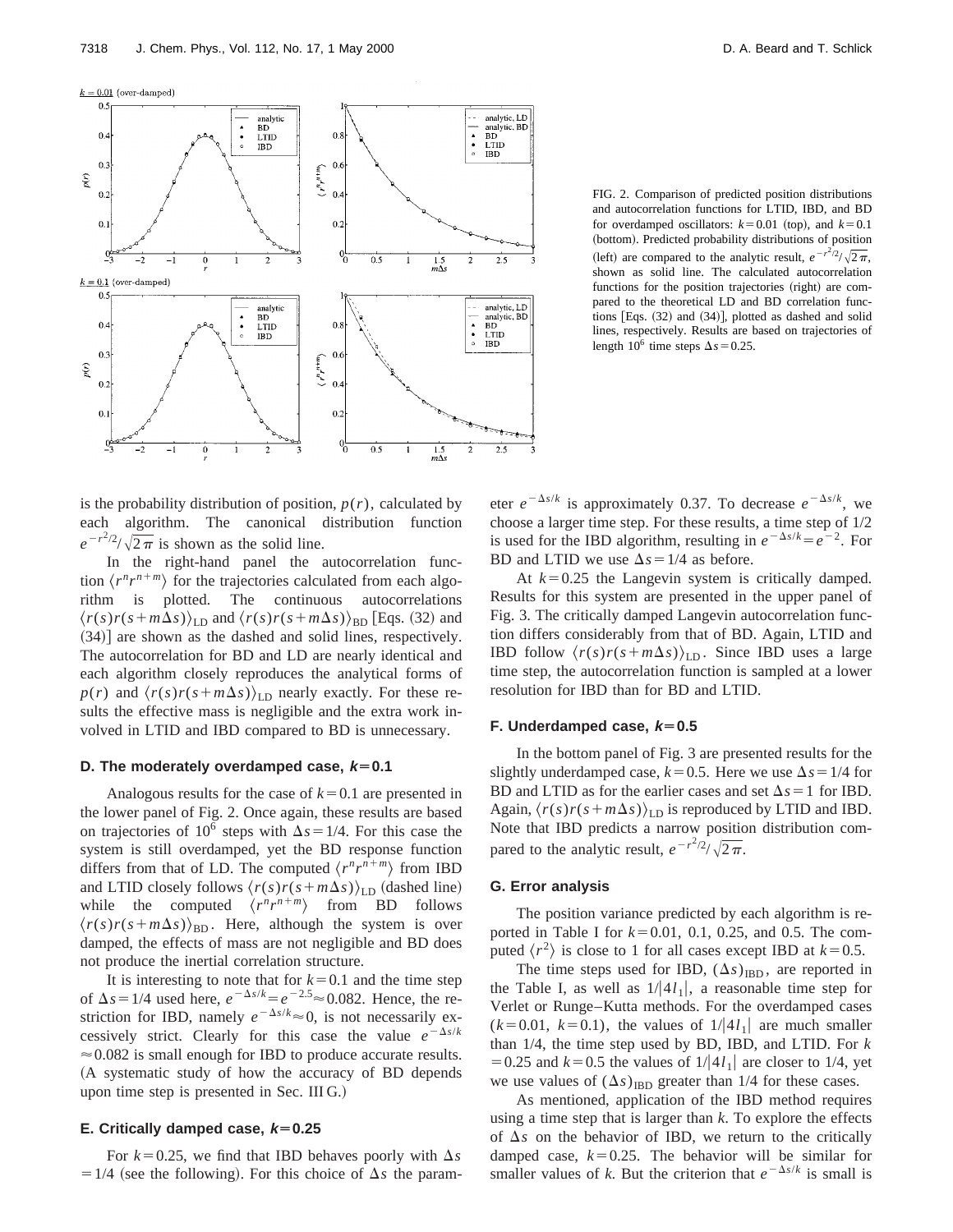FIG. 2. Comparison of predicted position distributions and autocorrelation functions for LTID, IBD, and BD for overdamped oscillators: $k=0.01$ (top), and $k=0.1$ (bottom). Predicted probability distributions of position (left) are compared to the analytic result, $e^{-r^2/2}/\sqrt{2\pi}$, shown as solid line. The calculated autocorrelation functions for the position trajectories (right) are compared to the theoretical LD and BD correlation functions [Eqs. (32) and (34)], plotted as dashed and solid lines, respectively. Results are based on trajectories of length $10^6$ time steps $\Delta s=0.25$.

is the probability distribution of position, $p(r)$, calculated by each algorithm. The canonical distribution function $e^{-r^2/2}/\sqrt{2\pi}$ is shown as the solid line.

In the right-hand panel the autocorrelation function $\langle r^n r^{n+m}\rangle$ for the trajectories calculated from each algorithm is plotted. The continuous autocorrelations $\langle r(s)r(s+m\Delta s)\rangle_{\mathrm{LD}}$ and $\langle r(s)r(s+m\Delta s)\rangle_{\mathrm{BD}}$ [Eqs. (32) and (34)] are shown as the dashed and solid lines, respectively. The autocorrelation for BD and LD are nearly identical and each algorithm closely reproduces the analytical forms of $p(r)$ and $\langle r(s)r(s+m\Delta s)\rangle_{\mathrm{LD}}$ nearly exactly. For these results the effective mass is negligible and the extra work involved in LTID and IBD compared to BD is unnecessary.

### D. The moderately overdamped case, $k=0.1$

Analogous results for the case of $k=0.1$ are presented in the lower panel of Fig. 2. Once again, these results are based on trajectories of $10^6$ steps with $\Delta s=1/4$. For this case the system is still overdamped, yet the BD response function differs from that of LD. The computed $\langle r^n r^{n+m}\rangle$ from IBD and LTID closely follows $\langle r(s)r(s+m\Delta s)\rangle_{\mathrm{LD}}$ (dashed line) while the computed $\langle r^n r^{n+m}\rangle$ from BD follows $\langle r(s)r(s+m\Delta s)\rangle_{\mathrm{BD}}$. Here, although the system is over damped, the effects of mass are not negligible and BD does not produce the inertial correlation structure.

It is interesting to note that for $k=0.1$ and the time step of $\Delta s=1/4$ used here, $e^{-\Delta s/k}=e^{-2.5}\approx 0.082$. Hence, the restriction for IBD, namely $e^{-\Delta s/k}\approx 0$, is not necessarily excessively strict. Clearly for this case the value $e^{-\Delta s/k}\approx 0.082$ is small enough for IBD to produce accurate results. (A systematic study of how the accuracy of BD depends upon time step is presented in Sec. III G.)

### E. Critically damped case, $k=0.25$

For $k=0.25$, we find that IBD behaves poorly with $\Delta s=1/4$ (see the following). For this choice of $\Delta s$ the parameter $e^{-\Delta s/k}$ is approximately 0.37. To decrease $e^{-\Delta s/k}$, we choose a larger time step. For these results, a time step of 1/2 is used for the IBD algorithm, resulting in $e^{-\Delta s/k}=e^{-2}$. For BD and LTID we use $\Delta s=1/4$ as before.

At $k=0.25$ the Langevin system is critically damped. Results for this system are presented in the upper panel of Fig. 3. The critically damped Langevin autocorrelation function differs considerably from that of BD. Again, LTID and IBD follow $\langle r(s)r(s+m\Delta s)\rangle_{\mathrm{LD}}$. Since IBD uses a large time step, the autocorrelation function is sampled at a lower resolution for IBD than for BD and LTID.

### F. Underdamped case, $k=0.5$

In the bottom panel of Fig. 3 are presented results for the slightly underdamped case, $k=0.5$. Here we use $\Delta s=1/4$ for BD and LTID as for the earlier cases and set $\Delta s=1$ for IBD. Again, $\langle r(s)r(s+m\Delta s)\rangle_{\mathrm{LD}}$ is reproduced by LTID and IBD. Note that IBD predicts a narrow position distribution compared to the analytic result, $e^{-r^2/2}/\sqrt{2\pi}$.

### G. Error analysis

The position variance predicted by each algorithm is reported in Table I for $k=0.01$, 0.1, 0.25, and 0.5. The computed $\langle r^2\rangle$ is close to 1 for all cases except IBD at $k=0.5$.

The time steps used for IBD, $(\Delta s)_{\mathrm{IBD}}$, are reported in the Table I, as well as $1/|4l_1|$, a reasonable time step for Verlet or Runge–Kutta methods. For the overdamped cases ($k=0.01$, $k=0.1$), the values of $1/|4l_1|$ are much smaller than 1/4, the time step used by BD, IBD, and LTID. For $k=0.25$ and $k=0.5$ the values of $1/|4l_1|$ are closer to 1/4, yet we use values of $(\Delta s)_{\mathrm{IBD}}$ greater than 1/4 for these cases.

As mentioned, application of the IBD method requires using a time step that is larger than $k$. To explore the effects of $\Delta s$ on the behavior of IBD, we return to the critically damped case, $k=0.25$. The behavior will be similar for smaller values of $k$. But the criterion that $e^{-\Delta s/k}$ is small is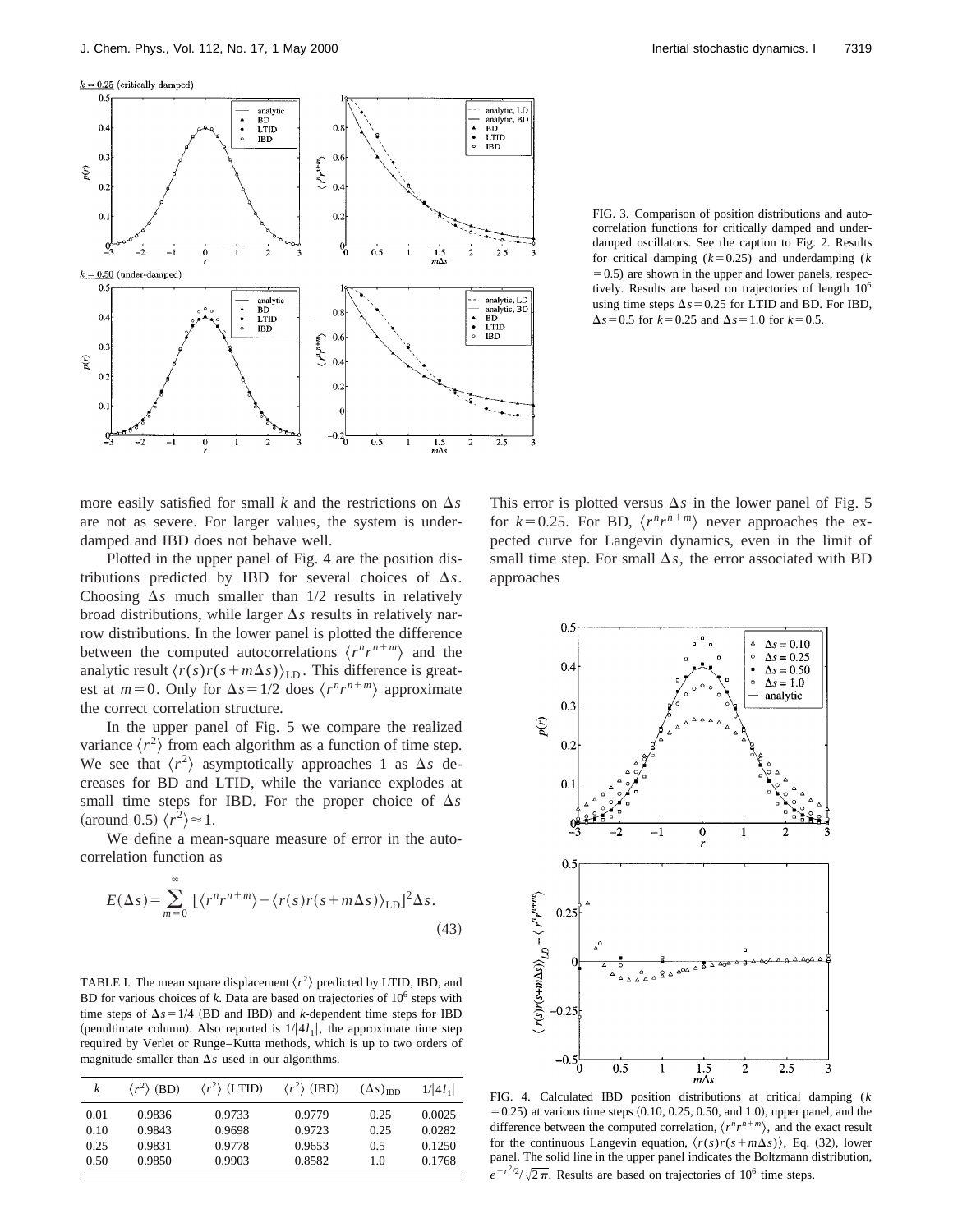FIG. 3. Comparison of position distributions and autocorrelation functions for critically damped and underdamped oscillators. See the caption to Fig. 2. Results for critical damping ($k=0.25$) and underdamping ($k=0.5$) are shown in the upper and lower panels, respectively. Results are based on trajectories of length $10^6$ using time steps $\Delta s=0.25$ for LTID and BD. For IBD, $\Delta s=0.5$ for $k=0.25$ and $\Delta s=1.0$ for $k=0.5$.

more easily satisfied for small $k$ and the restrictions on $\Delta s$ are not as severe. For larger values, the system is underdamped and IBD does not behave well.

Plotted in the upper panel of Fig. 4 are the position distributions predicted by IBD for several choices of $\Delta s$. Choosing $\Delta s$ much smaller than 1/2 results in relatively broad distributions, while larger $\Delta s$ results in relatively narrow distributions. In the lower panel is plotted the difference between the computed autocorrelations $\langle r^n r^{n+m}\rangle$ and the analytic result $\langle r(s)r(s+m\Delta s)\rangle_{\mathrm{LD}}$. This difference is greatest at $m=0$. Only for $\Delta s=1/2$ does $\langle r^n r^{n+m}\rangle$ approximate the correct correlation structure.

In the upper panel of Fig. 5 we compare the realized variance $\langle r^2\rangle$ from each algorithm as a function of time step. We see that $\langle r^2\rangle$ asymptotically approaches 1 as $\Delta s$ decreases for BD and LTID, while the variance explodes at small time steps for IBD. For the proper choice of $\Delta s$ (around 0.5) $\langle r^2\rangle\approx 1$.

We define a mean-square measure of error in the autocorrelation function as

$$E(\Delta s)=\sum_{m=0}^{\infty}\left[\langle r^n r^{n+m}\rangle-\langle r(s)r(s+m\Delta s)\rangle_{\mathrm{LD}}\right]^2\Delta s. \tag{43}$$

TABLE I. The mean square displacement $\langle r^2\rangle$ predicted by LTID, IBD, and BD for various choices of $k$. Data are based on trajectories of $10^6$ steps with time steps of $\Delta s=1/4$ (BD and IBD) and $k$-dependent time steps for IBD (penultimate column). Also reported is $1/|4l_1|$, the approximate time step required by Verlet or Runge–Kutta methods, which is up to two orders of magnitude smaller than $\Delta s$ used in our algorithms.

| $k$ | $\langle r^2\rangle$ (BD) | $\langle r^2\rangle$ (LTID) | $\langle r^2\rangle$ (IBD) | $(\Delta s)_{\mathrm{IBD}}$ | $1/\lvert 4l_1\rvert$ |
|---|---|---|---|---|---|
| 0.01 | 0.9836 | 0.9733 | 0.9779 | 0.25 | 0.0025 |
| 0.10 | 0.9843 | 0.9698 | 0.9723 | 0.25 | 0.0282 |
| 0.25 | 0.9831 | 0.9778 | 0.9653 | 0.5 | 0.1250 |
| 0.50 | 0.9850 | 0.9903 | 0.8582 | 1.0 | 0.1768 |

This error is plotted versus $\Delta s$ in the lower panel of Fig. 5 for $k=0.25$. For BD, $\langle r^n r^{n+m}\rangle$ never approaches the expected curve for Langevin dynamics, even in the limit of small time step. For small $\Delta s$, the error associated with BD approaches

FIG. 4. Calculated IBD position distributions at critical damping ($k=0.25$) at various time steps (0.10, 0.25, 0.50, and 1.0), upper panel, and the difference between the computed correlation, $\langle r^n r^{n+m}\rangle$, and the exact result for the continuous Langevin equation, $\langle r(s)r(s+m\Delta s)\rangle$, Eq. (32), lower panel. The solid line in the upper panel indicates the Boltzmann distribution, $e^{-r^2/2}/\sqrt{2\pi}$. Results are based on trajectories of $10^6$ time steps.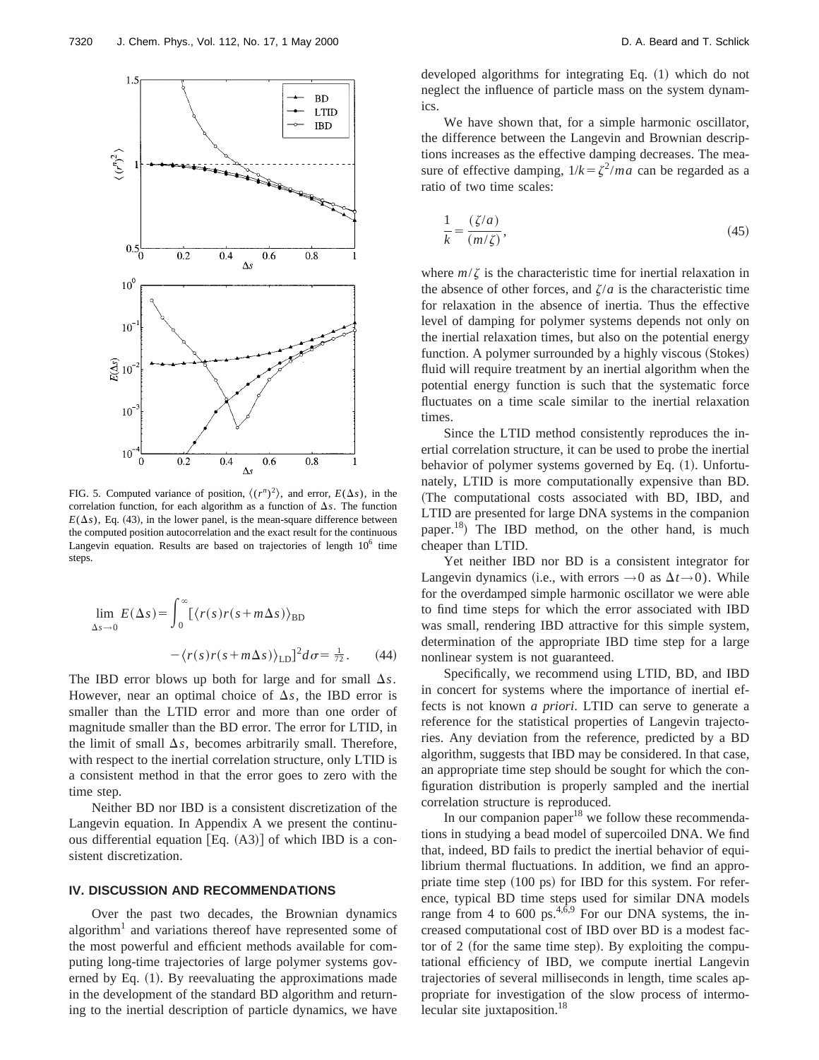FIG. 5. Computed variance of position, $\langle (r^n)^2 \rangle$, and error, $E(\Delta s)$, in the correlation function, for each algorithm as a function of $\Delta s$. The function $E(\Delta s)$, Eq. (43), in the lower panel, is the mean-square difference between the computed position autocorrelation and the exact result for the continuous Langevin equation. Results are based on trajectories of length $10^6$ time steps.

$$\lim_{\Delta s \to 0} E(\Delta s) = \int_0^\infty [\langle r(s) r(s+m\Delta s)\rangle_{\mathrm{BD}} - \langle r(s) r(s+m\Delta s)\rangle_{\mathrm{LD}}]^2 d\sigma = \tfrac{1}{72}. \quad (44)$$

The IBD error blows up both for large and for small $\Delta s$. However, near an optimal choice of $\Delta s$, the IBD error is smaller than the LTID error and more than one order of magnitude smaller than the BD error. The error for LTID, in the limit of small $\Delta s$, becomes arbitrarily small. Therefore, with respect to the inertial correlation structure, only LTID is a consistent method in that the error goes to zero with the time step.

Neither BD nor IBD is a consistent discretization of the Langevin equation. In Appendix A we present the continuous differential equation [Eq. (A3)] of which IBD is a consistent discretization.

## IV. DISCUSSION AND RECOMMENDATIONS

Over the past two decades, the Brownian dynamics algorithm[1] and variations thereof have represented some of the most powerful and efficient methods available for computing long-time trajectories of large polymer systems governed by Eq. (1). By reevaluating the approximations made in the development of the standard BD algorithm and returning to the inertial description of particle dynamics, we have developed algorithms for integrating Eq. (1) which do not neglect the influence of particle mass on the system dynamics.

We have shown that, for a simple harmonic oscillator, the difference between the Langevin and Brownian descriptions increases as the effective damping decreases. The measure of effective damping, $1/k = \zeta^2/ma$ can be regarded as a ratio of two time scales:

$$\frac{1}{k} = \frac{(\zeta/a)}{(m/\zeta)}, \quad (45)$$

where $m/\zeta$ is the characteristic time for inertial relaxation in the absence of other forces, and $\zeta/a$ is the characteristic time for relaxation in the absence of inertia. Thus the effective level of damping for polymer systems depends not only on the inertial relaxation times, but also on the potential energy function. A polymer surrounded by a highly viscous (Stokes) fluid will require treatment by an inertial algorithm when the potential energy function is such that the systematic force fluctuates on a time scale similar to the inertial relaxation times.

Since the LTID method consistently reproduces the inertial correlation structure, it can be used to probe the inertial behavior of polymer systems governed by Eq. (1). Unfortunately, LTID is more computationally expensive than BD. (The computational costs associated with BD, IBD, and LTID are presented for large DNA systems in the companion paper.[18]) The IBD method, on the other hand, is much cheaper than LTID.

Yet neither IBD nor BD is a consistent integrator for Langevin dynamics (i.e., with errors $\to 0$ as $\Delta t \to 0$). While for the overdamped simple harmonic oscillator we were able to find time steps for which the error associated with IBD was small, rendering IBD attractive for this simple system, determination of the appropriate IBD time step for a large nonlinear system is not guaranteed.

Specifically, we recommend using LTID, BD, and IBD in concert for systems where the importance of inertial effects is not known *a priori*. LTID can serve to generate a reference for the statistical properties of Langevin trajectories. Any deviation from the reference, predicted by a BD algorithm, suggests that IBD may be considered. In that case, an appropriate time step should be sought for which the configuration distribution is properly sampled and the inertial correlation structure is reproduced.

In our companion paper[18] we follow these recommendations in studying a bead model of supercoiled DNA. We find that, indeed, BD fails to predict the inertial behavior of equilibrium thermal fluctuations. In addition, we find an appropriate time step (100 ps) for IBD for this system. For reference, typical BD time steps used for similar DNA models range from 4 to 600 ps.[4,6,9] For our DNA systems, the increased computational cost of IBD over BD is a modest factor of 2 (for the same time step). By exploiting the computational efficiency of IBD, we compute inertial Langevin trajectories of several milliseconds in length, time scales appropriate for investigation of the slow process of intermolecular site juxtaposition.[18]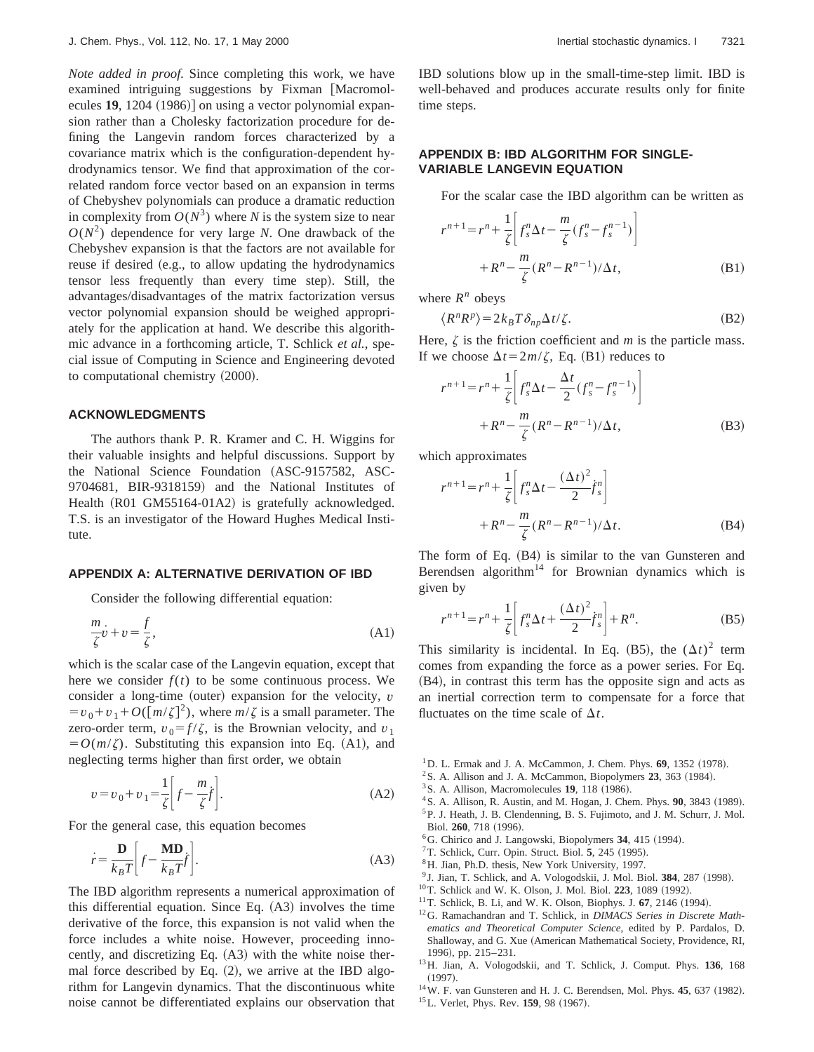*Note added in proof.* Since completing this work, we have examined intriguing suggestions by Fixman [Macromolecules **19**, 1204 (1986)] on using a vector polynomial expansion rather than a Cholesky factorization procedure for defining the Langevin random forces characterized by a covariance matrix which is the configuration-dependent hydrodynamics tensor. We find that approximation of the correlated random force vector based on an expansion in terms of Chebyshev polynomials can produce a dramatic reduction in complexity from $O(N^3)$ where $N$ is the system size to near $O(N^2)$ dependence for very large $N$. One drawback of the Chebyshev expansion is that the factors are not available for reuse if desired (e.g., to allow updating the hydrodynamics tensor less frequently than every time step). Still, the advantages/disadvantages of the matrix factorization versus vector polynomial expansion should be weighed appropriately for the application at hand. We describe this algorithmic advance in a forthcoming article, T. Schlick *et al.*, special issue of Computing in Science and Engineering devoted to computational chemistry (2000).

## ACKNOWLEDGMENTS

The authors thank P. R. Kramer and C. H. Wiggins for their valuable insights and helpful discussions. Support by the National Science Foundation (ASC-9157582, ASC-9704681, BIR-9318159) and the National Institutes of Health (R01 GM55164-01A2) is gratefully acknowledged. T.S. is an investigator of the Howard Hughes Medical Institute.

## APPENDIX A: ALTERNATIVE DERIVATION OF IBD

Consider the following differential equation:

$$\frac{m}{\zeta}\dot{v}+v=\frac{f}{\zeta}, \tag{A1}$$

which is the scalar case of the Langevin equation, except that here we consider $f(t)$ to be some continuous process. We consider a long-time (outer) expansion for the velocity, $v=v_0+v_1+O([m/\zeta]^2)$, where $m/\zeta$ is a small parameter. The zero-order term, $v_0=f/\zeta$, is the Brownian velocity, and $v_1=O(m/\zeta)$. Substituting this expansion into Eq. (A1), and neglecting terms higher than first order, we obtain

$$v=v_0+v_1=\frac{1}{\zeta}\left[f-\frac{m}{\zeta}\dot{f}\right]. \tag{A2}$$

For the general case, this equation becomes

$$\dot{r}=\frac{\mathbf{D}}{k_BT}\left[f-\frac{\mathbf{MD}}{k_BT}\dot{f}\right]. \tag{A3}$$

The IBD algorithm represents a numerical approximation of this differential equation. Since Eq. (A3) involves the time derivative of the force, this expansion is not valid when the force includes a white noise. However, proceeding innocently, and discretizing Eq. (A3) with the white noise thermal force described by Eq. (2), we arrive at the IBD algorithm for Langevin dynamics. That the discontinuous white noise cannot be differentiated explains our observation that IBD solutions blow up in the small-time-step limit. IBD is well-behaved and produces accurate results only for finite time steps.

## APPENDIX B: IBD ALGORITHM FOR SINGLE-VARIABLE LANGEVIN EQUATION

For the scalar case the IBD algorithm can be written as

$$r^{n+1}=r^n+\frac{1}{\zeta}\left[f_s^n\Delta t-\frac{m}{\zeta}(f_s^n-f_s^{n-1})\right]+R^n-\frac{m}{\zeta}(R^n-R^{n-1})/\Delta t, \tag{B1}$$

where $R^n$ obeys

$$\langle R^nR^p\rangle=2k_BT\delta_{np}\Delta t/\zeta. \tag{B2}$$

Here, $\zeta$ is the friction coefficient and $m$ is the particle mass. If we choose $\Delta t=2m/\zeta$, Eq. (B1) reduces to

$$r^{n+1}=r^n+\frac{1}{\zeta}\left[f_s^n\Delta t-\frac{\Delta t}{2}(f_s^n-f_s^{n-1})\right]+R^n-\frac{m}{\zeta}(R^n-R^{n-1})/\Delta t, \tag{B3}$$

which approximates

$$r^{n+1}=r^n+\frac{1}{\zeta}\left[f_s^n\Delta t-\frac{(\Delta t)^2}{2}\dot{f}_s^n\right]+R^n-\frac{m}{\zeta}(R^n-R^{n-1})/\Delta t. \tag{B4}$$

The form of Eq. (B4) is similar to the van Gunsteren and Berendsen algorithm[14] for Brownian dynamics which is given by

$$r^{n+1}=r^n+\frac{1}{\zeta}\left[f_s^n\Delta t+\frac{(\Delta t)^2}{2}\dot{f}_s^n\right]+R^n. \tag{B5}$$

This similarity is incidental. In Eq. (B5), the $(\Delta t)^2$ term comes from expanding the force as a power series. For Eq. (B4), in contrast this term has the opposite sign and acts as an inertial correction term to compensate for a force that fluctuates on the time scale of $\Delta t$.

[1] D. L. Ermak and J. A. McCammon, J. Chem. Phys. **69**, 1352 (1978).
[2] S. A. Allison and J. A. McCammon, Biopolymers **23**, 363 (1984).
[3] S. A. Allison, Macromolecules **19**, 118 (1986).
[4] S. A. Allison, R. Austin, and M. Hogan, J. Chem. Phys. **90**, 3843 (1989).
[5] P. J. Heath, J. B. Clendenning, B. S. Fujimoto, and J. M. Schurr, J. Mol. Biol. **260**, 718 (1996).
[6] G. Chirico and J. Langowski, Biopolymers **34**, 415 (1994).
[7] T. Schlick, Curr. Opin. Struct. Biol. **5**, 245 (1995).
[8] H. Jian, Ph.D. thesis, New York University, 1997.
[9] J. Jian, T. Schlick, and A. Vologodskii, J. Mol. Biol. **384**, 287 (1998).
[10] T. Schlick and W. K. Olson, J. Mol. Biol. **223**, 1089 (1992).
[11] T. Schlick, B. Li, and W. K. Olson, Biophys. J. **67**, 2146 (1994).
[12] G. Ramachandran and T. Schlick, in *DIMACS Series in Discrete Mathematics and Theoretical Computer Science*, edited by P. Pardalos, D. Shalloway, and G. Xue (American Mathematical Society, Providence, RI, 1996), pp. 215–231.
[13] H. Jian, A. Vologodskii, and T. Schlick, J. Comput. Phys. **136**, 168 (1997).
[14] W. F. van Gunsteren and H. J. C. Berendsen, Mol. Phys. **45**, 637 (1982).
[15] L. Verlet, Phys. Rev. **159**, 98 (1967).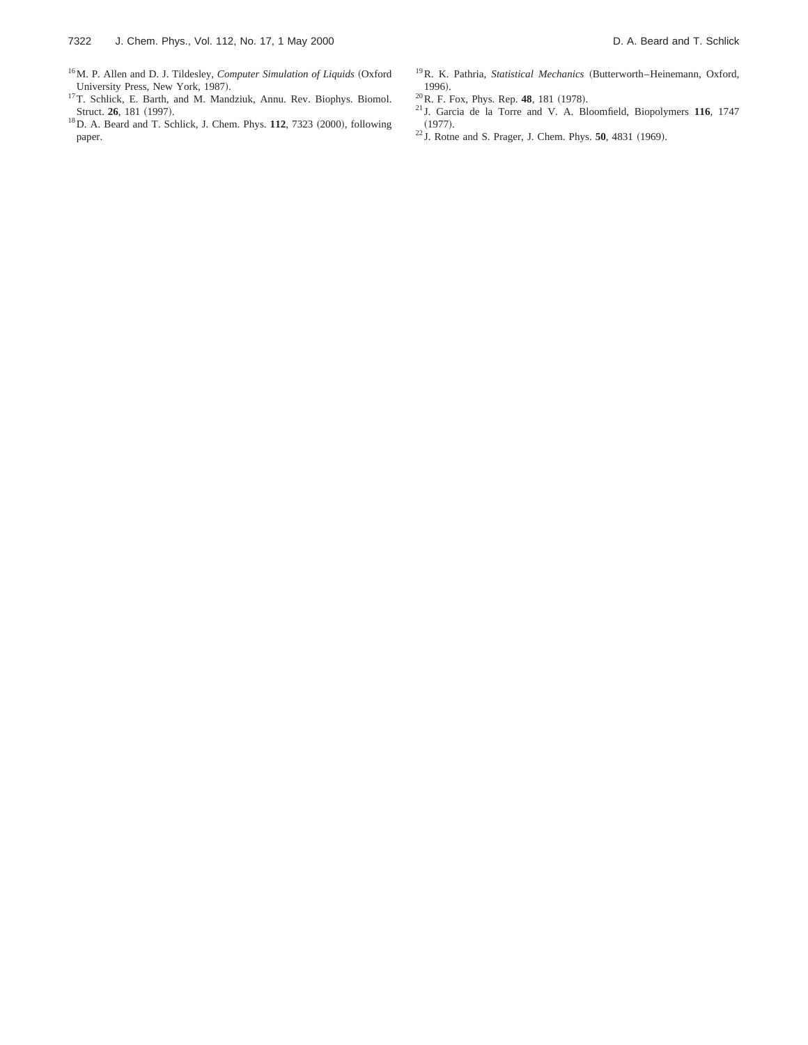[16] M. P. Allen and D. J. Tildesley, *Computer Simulation of Liquids* (Oxford University Press, New York, 1987).

[17] T. Schlick, E. Barth, and M. Mandziuk, Annu. Rev. Biophys. Biomol. Struct. **26**, 181 (1997).

[18] D. A. Beard and T. Schlick, J. Chem. Phys. **112**, 7323 (2000), following paper.

[19] R. K. Pathria, *Statistical Mechanics* (Butterworth–Heinemann, Oxford, 1996).

[20] R. F. Fox, Phys. Rep. **48**, 181 (1978).

[21] J. Garcia de la Torre and V. A. Bloomfield, Biopolymers **116**, 1747 (1977).

[22] J. Rotne and S. Prager, J. Chem. Phys. **50**, 4831 (1969).